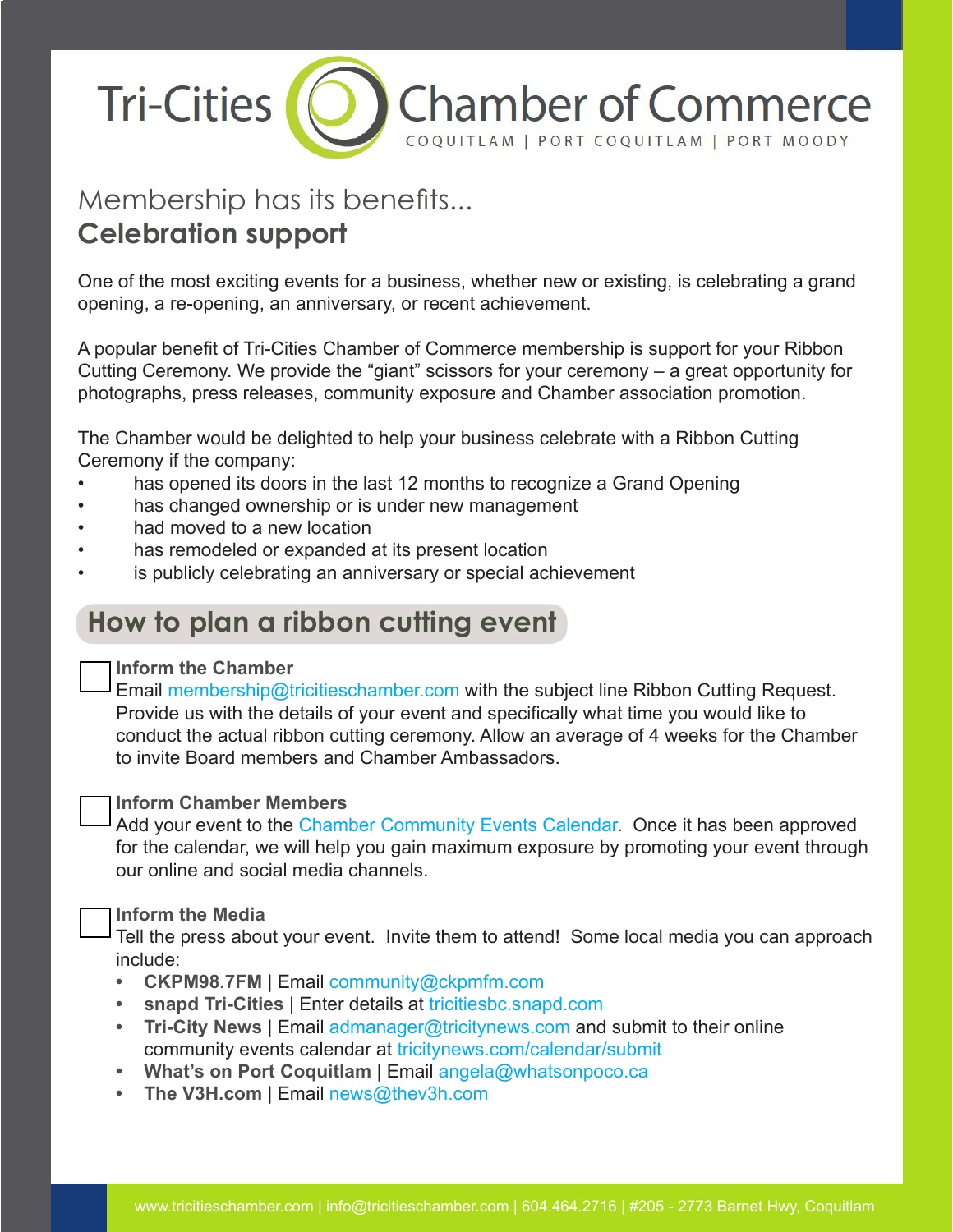# Tri-Cities Chamber of Commerce

COQUITLAM | PORT COQUITLAM | PORT MOODY

## Membership has its benefits...

## Celebration support

One of the most exciting events for a business, whether new or existing, is celebrating a grand opening, a re-opening, an anniversary, or recent achievement.

A popular benefit of Tri-Cities Chamber of Commerce membership is support for your Ribbon Cutting Ceremony. We provide the “giant” scissors for your ceremony – a great opportunity for photographs, press releases, community exposure and Chamber association promotion.

The Chamber would be delighted to help your business celebrate with a Ribbon Cutting Ceremony if the company:

- has opened its doors in the last 12 months to recognize a Grand Opening
- has changed ownership or is under new management
- had moved to a new location
- has remodeled or expanded at its present location
- is publicly celebrating an anniversary or special achievement

## How to plan a ribbon cutting event

- [ ] **Inform the Chamber**
  Email membership@tricitieschamber.com with the subject line Ribbon Cutting Request. Provide us with the details of your event and specifically what time you would like to conduct the actual ribbon cutting ceremony. Allow an average of 4 weeks for the Chamber to invite Board members and Chamber Ambassadors.

- [ ] **Inform Chamber Members**
  Add your event to the Chamber Community Events Calendar. Once it has been approved for the calendar, we will help you gain maximum exposure by promoting your event through our online and social media channels.

- [ ] **Inform the Media**
  Tell the press about your event. Invite them to attend! Some local media you can approach include:
  - **CKPM98.7FM** | Email community@ckpmfm.com
  - **snapd Tri-Cities** | Enter details at tricitiesbc.snapd.com
  - **Tri-City News** | Email admanager@tricitynews.com and submit to their online community events calendar at tricitynews.com/calendar/submit
  - **What’s on Port Coquitlam** | Email angela@whatsonpoco.ca
  - **The V3H.com** | Email news@thev3h.com

www.tricitieschamber.com | info@tricitieschamber.com | 604.464.2716 | #205 - 2773 Barnet Hwy, Coquitlam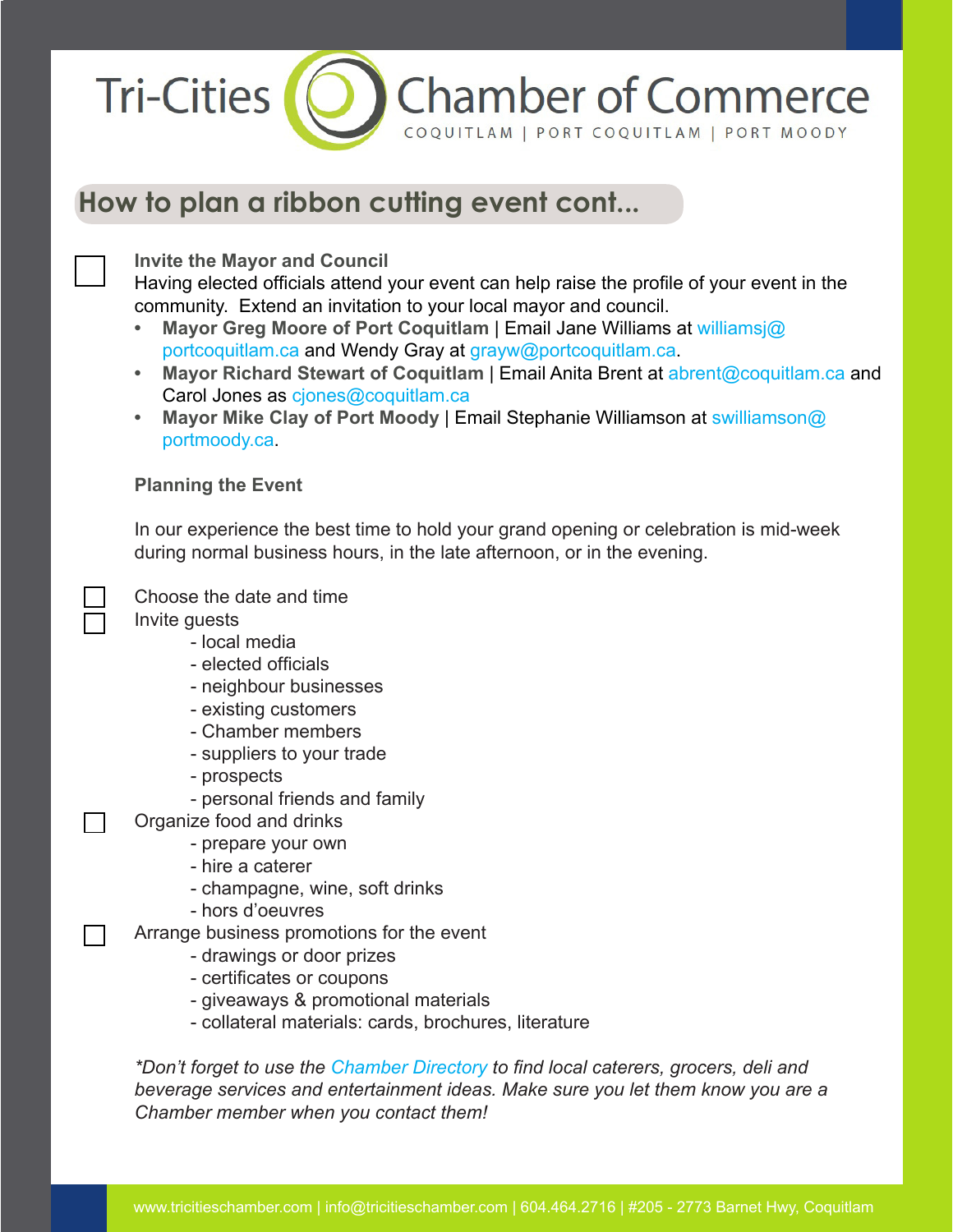## How to plan a ribbon cutting event cont...

☐ **Invite the Mayor and Council**
Having elected officials attend your event can help raise the profile of your event in the community. Extend an invitation to your local mayor and council.

- **Mayor Greg Moore of Port Coquitlam** | Email Jane Williams at williamsj@portcoquitlam.ca and Wendy Gray at grayw@portcoquitlam.ca.
- **Mayor Richard Stewart of Coquitlam** | Email Anita Brent at abrent@coquitlam.ca and Carol Jones as cjones@coquitlam.ca
- **Mayor Mike Clay of Port Moody** | Email Stephanie Williamson at swilliamson@portmoody.ca.

**Planning the Event**

In our experience the best time to hold your grand opening or celebration is mid-week during normal business hours, in the late afternoon, or in the evening.

☐ Choose the date and time

☐ Invite guests
- local media
- elected officials
- neighbour businesses
- existing customers
- Chamber members
- suppliers to your trade
- prospects
- personal friends and family

☐ Organize food and drinks
- prepare your own
- hire a caterer
- champagne, wine, soft drinks
- hors d'oeuvres

☐ Arrange business promotions for the event
- drawings or door prizes
- certificates or coupons
- giveaways & promotional materials
- collateral materials: cards, brochures, literature

*\*Don't forget to use the Chamber Directory to find local caterers, grocers, deli and beverage services and entertainment ideas. Make sure you let them know you are a Chamber member when you contact them!*